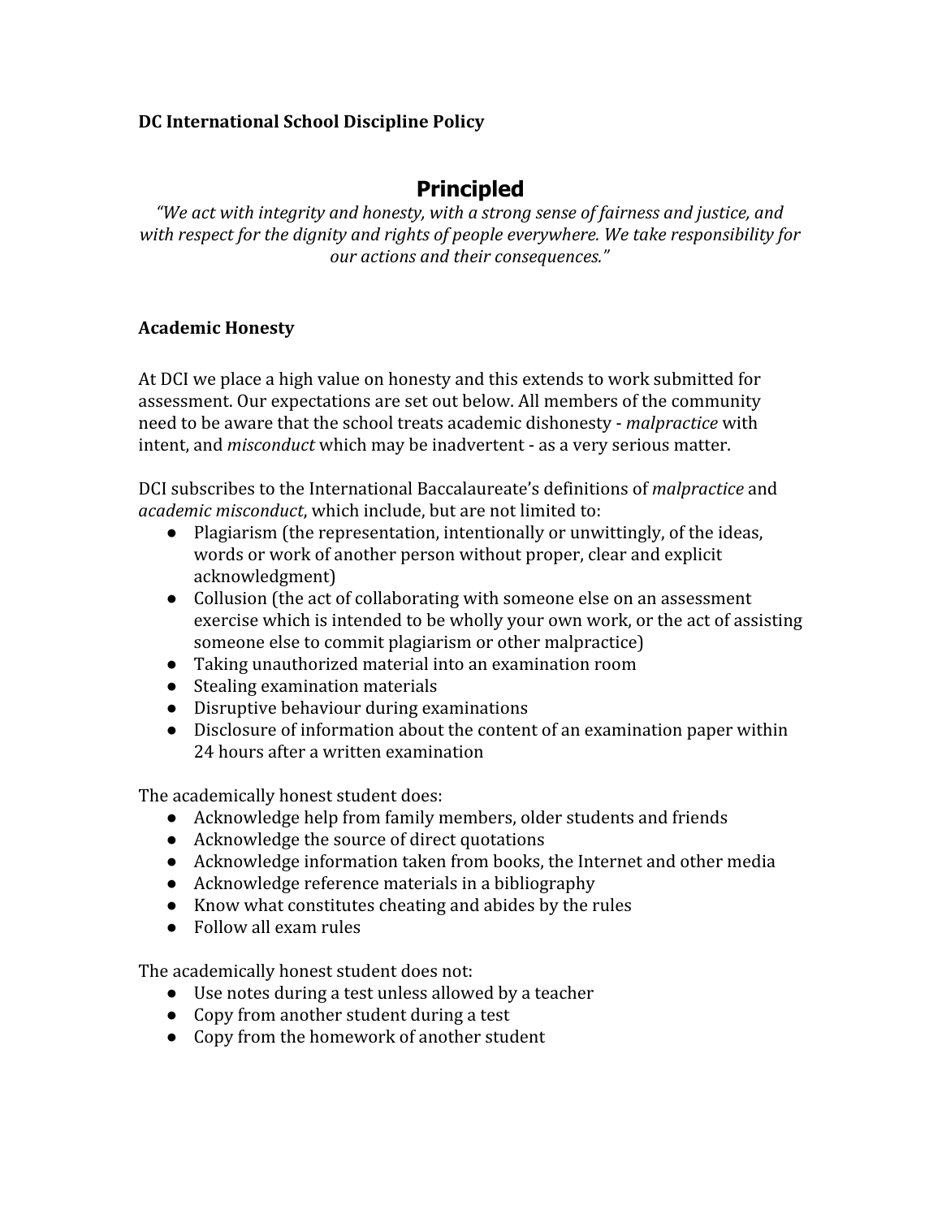**DC International School Discipline Policy**

# Principled

*"We act with integrity and honesty, with a strong sense of fairness and justice, and with respect for the dignity and rights of people everywhere. We take responsibility for our actions and their consequences."*

**Academic Honesty**

At DCI we place a high value on honesty and this extends to work submitted for assessment. Our expectations are set out below. All members of the community need to be aware that the school treats academic dishonesty - *malpractice* with intent, and *misconduct* which may be inadvertent - as a very serious matter.

DCI subscribes to the International Baccalaureate's definitions of *malpractice* and *academic misconduct*, which include, but are not limited to:

- Plagiarism (the representation, intentionally or unwittingly, of the ideas, words or work of another person without proper, clear and explicit acknowledgment)
- Collusion (the act of collaborating with someone else on an assessment exercise which is intended to be wholly your own work, or the act of assisting someone else to commit plagiarism or other malpractice)
- Taking unauthorized material into an examination room
- Stealing examination materials
- Disruptive behaviour during examinations
- Disclosure of information about the content of an examination paper within 24 hours after a written examination

The academically honest student does:

- Acknowledge help from family members, older students and friends
- Acknowledge the source of direct quotations
- Acknowledge information taken from books, the Internet and other media
- Acknowledge reference materials in a bibliography
- Know what constitutes cheating and abides by the rules
- Follow all exam rules

The academically honest student does not:

- Use notes during a test unless allowed by a teacher
- Copy from another student during a test
- Copy from the homework of another student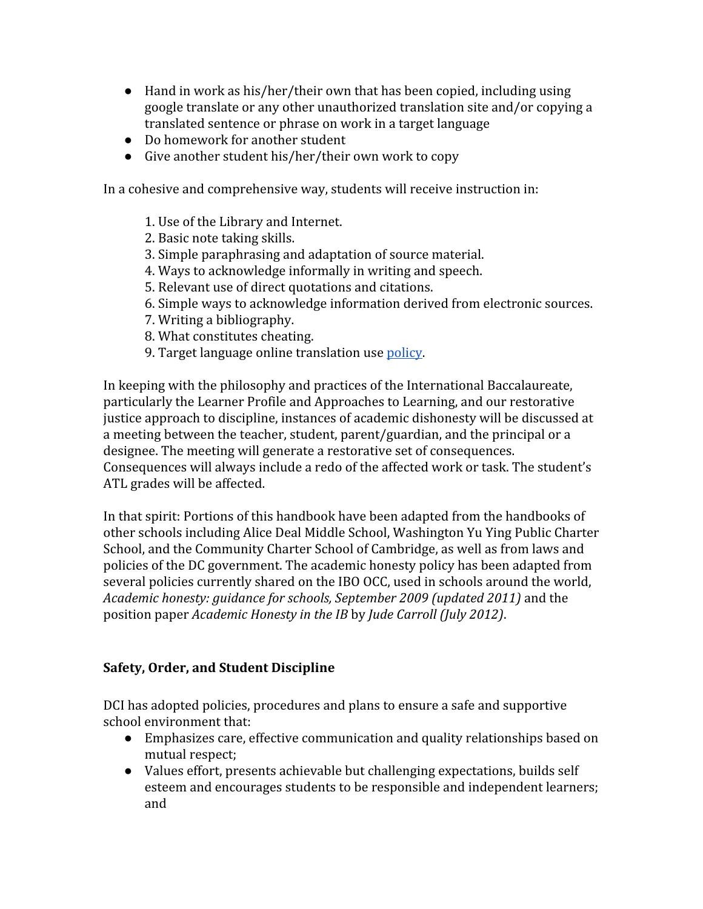- Hand in work as his/her/their own that has been copied, including using google translate or any other unauthorized translation site and/or copying a translated sentence or phrase on work in a target language
- Do homework for another student
- Give another student his/her/their own work to copy

In a cohesive and comprehensive way, students will receive instruction in:

1. Use of the Library and Internet.
2. Basic note taking skills.
3. Simple paraphrasing and adaptation of source material.
4. Ways to acknowledge informally in writing and speech.
5. Relevant use of direct quotations and citations.
6. Simple ways to acknowledge information derived from electronic sources.
7. Writing a bibliography.
8. What constitutes cheating.
9. Target language online translation use policy.

In keeping with the philosophy and practices of the International Baccalaureate, particularly the Learner Profile and Approaches to Learning, and our restorative justice approach to discipline, instances of academic dishonesty will be discussed at a meeting between the teacher, student, parent/guardian, and the principal or a designee. The meeting will generate a restorative set of consequences. Consequences will always include a redo of the affected work or task. The student's ATL grades will be affected.

In that spirit: Portions of this handbook have been adapted from the handbooks of other schools including Alice Deal Middle School, Washington Yu Ying Public Charter School, and the Community Charter School of Cambridge, as well as from laws and policies of the DC government. The academic honesty policy has been adapted from several policies currently shared on the IBO OCC, used in schools around the world, *Academic honesty: guidance for schools, September 2009 (updated 2011)* and the position paper *Academic Honesty in the IB* by *Jude Carroll (July 2012)*.

**Safety, Order, and Student Discipline**

DCI has adopted policies, procedures and plans to ensure a safe and supportive school environment that:

- Emphasizes care, effective communication and quality relationships based on mutual respect;
- Values effort, presents achievable but challenging expectations, builds self esteem and encourages students to be responsible and independent learners; and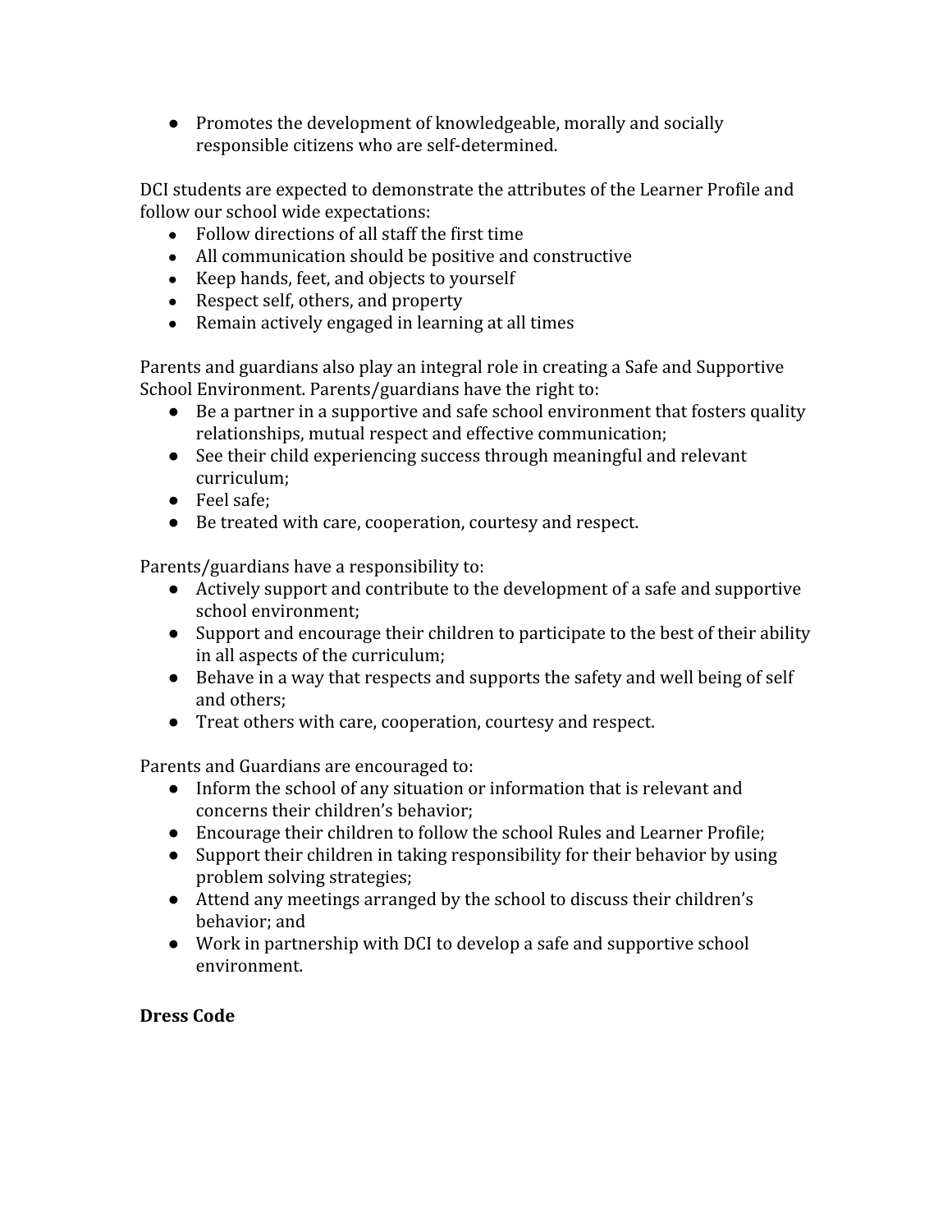- Promotes the development of knowledgeable, morally and socially responsible citizens who are self-determined.

DCI students are expected to demonstrate the attributes of the Learner Profile and follow our school wide expectations:

- Follow directions of all staff the first time
- All communication should be positive and constructive
- Keep hands, feet, and objects to yourself
- Respect self, others, and property
- Remain actively engaged in learning at all times

Parents and guardians also play an integral role in creating a Safe and Supportive School Environment. Parents/guardians have the right to:

- Be a partner in a supportive and safe school environment that fosters quality relationships, mutual respect and effective communication;
- See their child experiencing success through meaningful and relevant curriculum;
- Feel safe;
- Be treated with care, cooperation, courtesy and respect.

Parents/guardians have a responsibility to:

- Actively support and contribute to the development of a safe and supportive school environment;
- Support and encourage their children to participate to the best of their ability in all aspects of the curriculum;
- Behave in a way that respects and supports the safety and well being of self and others;
- Treat others with care, cooperation, courtesy and respect.

Parents and Guardians are encouraged to:

- Inform the school of any situation or information that is relevant and concerns their children's behavior;
- Encourage their children to follow the school Rules and Learner Profile;
- Support their children in taking responsibility for their behavior by using problem solving strategies;
- Attend any meetings arranged by the school to discuss their children's behavior; and
- Work in partnership with DCI to develop a safe and supportive school environment.

**Dress Code**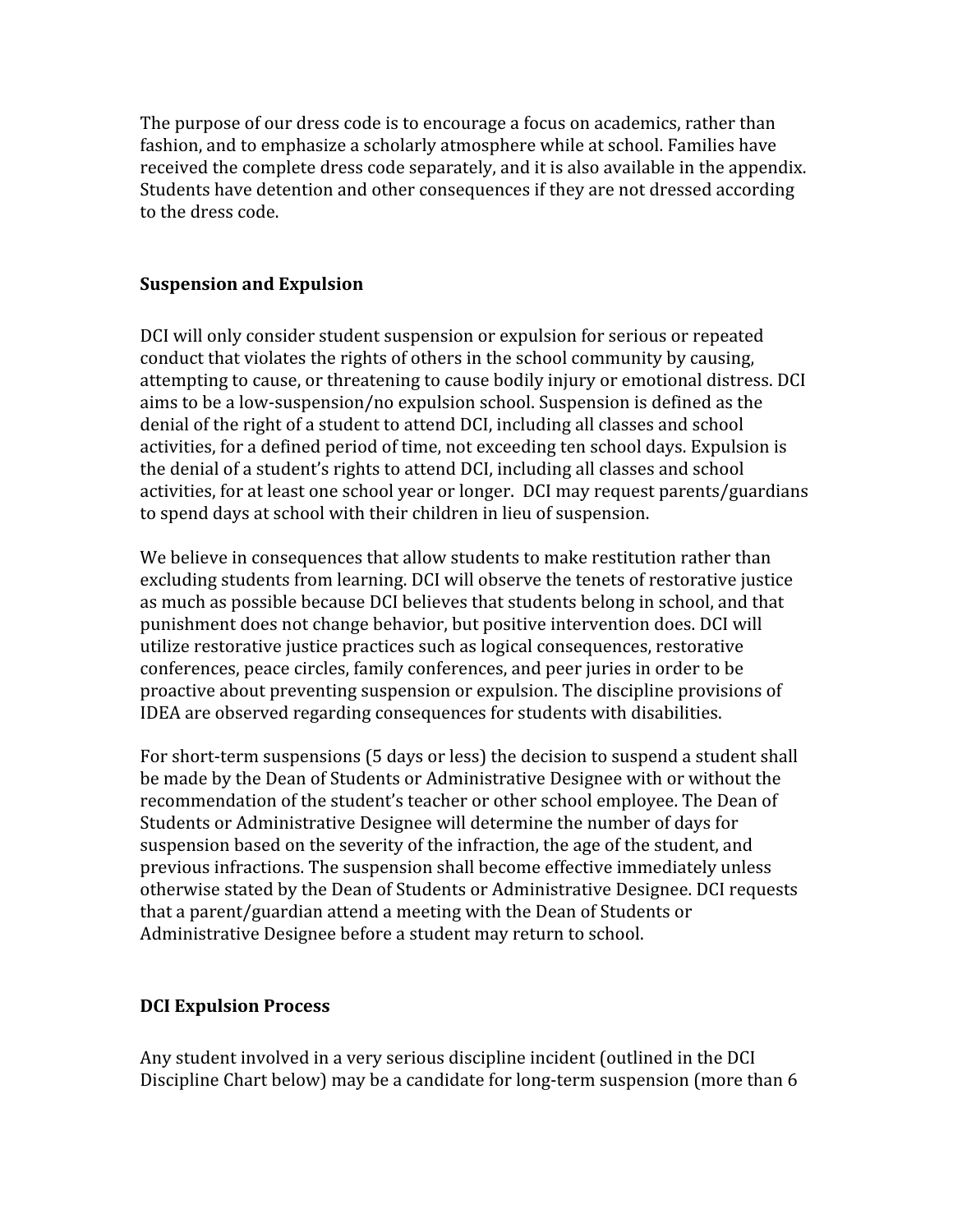The purpose of our dress code is to encourage a focus on academics, rather than fashion, and to emphasize a scholarly atmosphere while at school. Families have received the complete dress code separately, and it is also available in the appendix. Students have detention and other consequences if they are not dressed according to the dress code.

## Suspension and Expulsion

DCI will only consider student suspension or expulsion for serious or repeated conduct that violates the rights of others in the school community by causing, attempting to cause, or threatening to cause bodily injury or emotional distress. DCI aims to be a low-suspension/no expulsion school. Suspension is defined as the denial of the right of a student to attend DCI, including all classes and school activities, for a defined period of time, not exceeding ten school days. Expulsion is the denial of a student's rights to attend DCI, including all classes and school activities, for at least one school year or longer. DCI may request parents/guardians to spend days at school with their children in lieu of suspension.

We believe in consequences that allow students to make restitution rather than excluding students from learning. DCI will observe the tenets of restorative justice as much as possible because DCI believes that students belong in school, and that punishment does not change behavior, but positive intervention does. DCI will utilize restorative justice practices such as logical consequences, restorative conferences, peace circles, family conferences, and peer juries in order to be proactive about preventing suspension or expulsion. The discipline provisions of IDEA are observed regarding consequences for students with disabilities.

For short-term suspensions (5 days or less) the decision to suspend a student shall be made by the Dean of Students or Administrative Designee with or without the recommendation of the student's teacher or other school employee. The Dean of Students or Administrative Designee will determine the number of days for suspension based on the severity of the infraction, the age of the student, and previous infractions. The suspension shall become effective immediately unless otherwise stated by the Dean of Students or Administrative Designee. DCI requests that a parent/guardian attend a meeting with the Dean of Students or Administrative Designee before a student may return to school.

## DCI Expulsion Process

Any student involved in a very serious discipline incident (outlined in the DCI Discipline Chart below) may be a candidate for long-term suspension (more than 6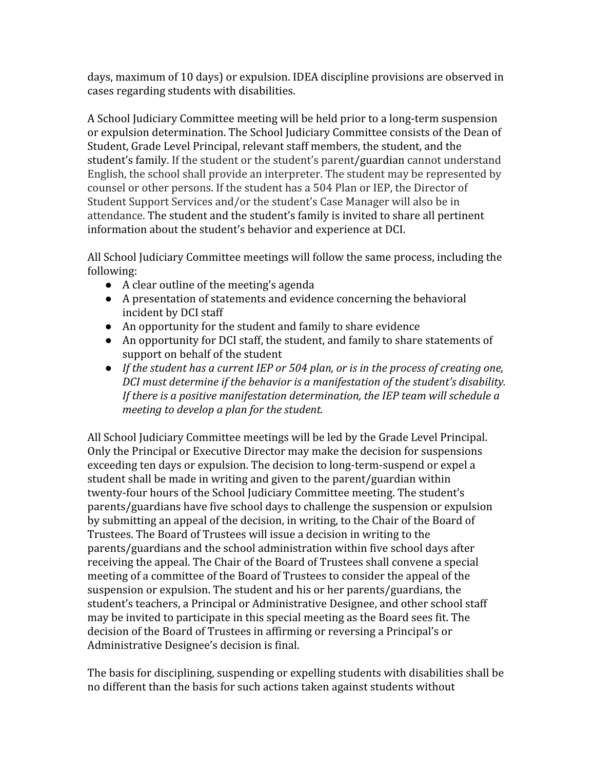days, maximum of 10 days) or expulsion. IDEA discipline provisions are observed in cases regarding students with disabilities.

A School Judiciary Committee meeting will be held prior to a long-term suspension or expulsion determination. The School Judiciary Committee consists of the Dean of Student, Grade Level Principal, relevant staff members, the student, and the student's family. If the student or the student's parent/guardian cannot understand English, the school shall provide an interpreter. The student may be represented by counsel or other persons. If the student has a 504 Plan or IEP, the Director of Student Support Services and/or the student's Case Manager will also be in attendance. The student and the student's family is invited to share all pertinent information about the student's behavior and experience at DCI.

All School Judiciary Committee meetings will follow the same process, including the following:

- A clear outline of the meeting's agenda
- A presentation of statements and evidence concerning the behavioral incident by DCI staff
- An opportunity for the student and family to share evidence
- An opportunity for DCI staff, the student, and family to share statements of support on behalf of the student
- *If the student has a current IEP or 504 plan, or is in the process of creating one, DCI must determine if the behavior is a manifestation of the student's disability. If there is a positive manifestation determination, the IEP team will schedule a meeting to develop a plan for the student.*

All School Judiciary Committee meetings will be led by the Grade Level Principal. Only the Principal or Executive Director may make the decision for suspensions exceeding ten days or expulsion. The decision to long-term-suspend or expel a student shall be made in writing and given to the parent/guardian within twenty-four hours of the School Judiciary Committee meeting. The student's parents/guardians have five school days to challenge the suspension or expulsion by submitting an appeal of the decision, in writing, to the Chair of the Board of Trustees. The Board of Trustees will issue a decision in writing to the parents/guardians and the school administration within five school days after receiving the appeal. The Chair of the Board of Trustees shall convene a special meeting of a committee of the Board of Trustees to consider the appeal of the suspension or expulsion. The student and his or her parents/guardians, the student's teachers, a Principal or Administrative Designee, and other school staff may be invited to participate in this special meeting as the Board sees fit. The decision of the Board of Trustees in affirming or reversing a Principal's or Administrative Designee's decision is final.

The basis for disciplining, suspending or expelling students with disabilities shall be no different than the basis for such actions taken against students without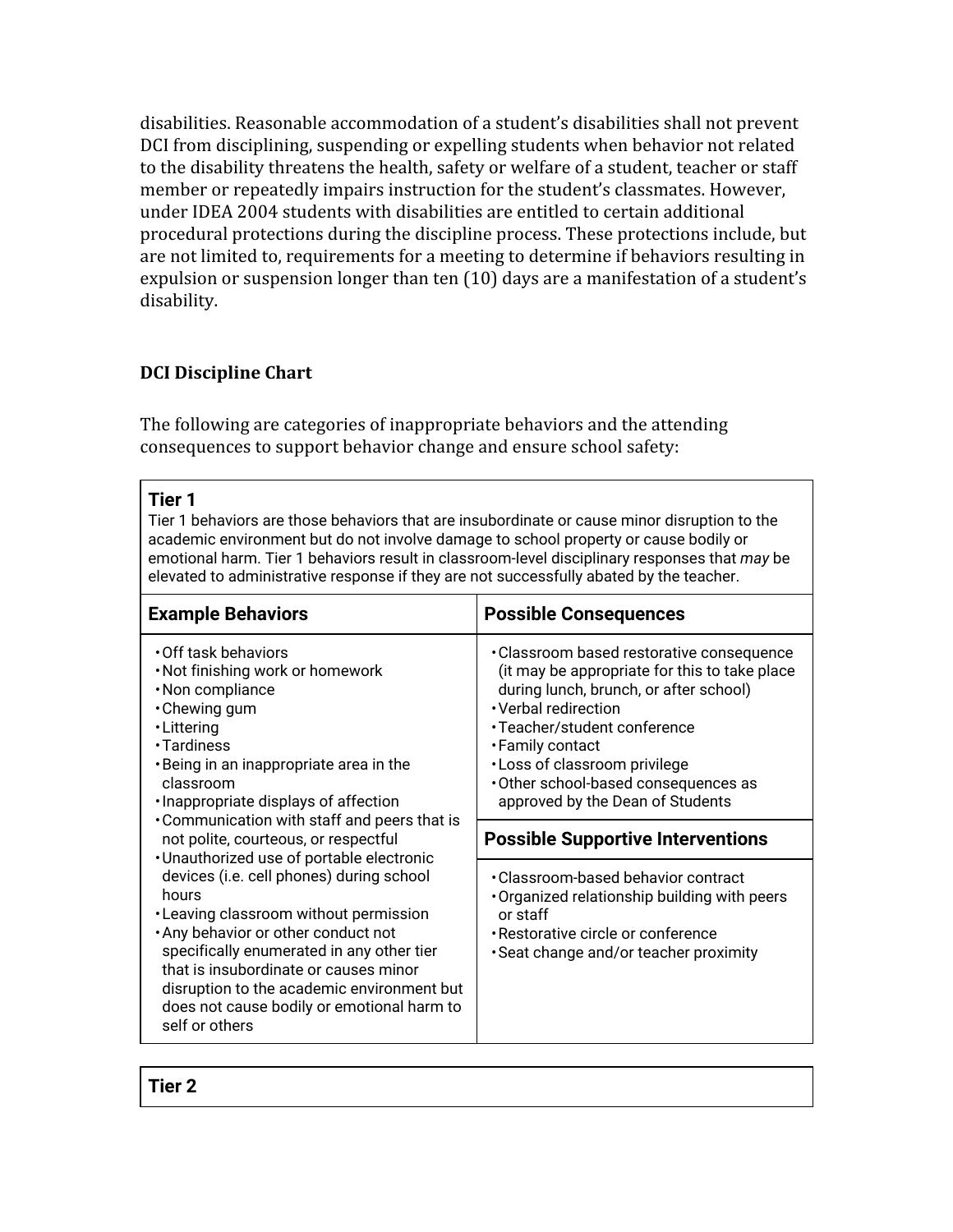disabilities. Reasonable accommodation of a student's disabilities shall not prevent DCI from disciplining, suspending or expelling students when behavior not related to the disability threatens the health, safety or welfare of a student, teacher or staff member or repeatedly impairs instruction for the student's classmates. However, under IDEA 2004 students with disabilities are entitled to certain additional procedural protections during the discipline process. These protections include, but are not limited to, requirements for a meeting to determine if behaviors resulting in expulsion or suspension longer than ten (10) days are a manifestation of a student's disability.

### DCI Discipline Chart

The following are categories of inappropriate behaviors and the attending consequences to support behavior change and ensure school safety:

**Tier 1**

Tier 1 behaviors are those behaviors that are insubordinate or cause minor disruption to the academic environment but do not involve damage to school property or cause bodily or emotional harm. Tier 1 behaviors result in classroom-level disciplinary responses that *may* be elevated to administrative response if they are not successfully abated by the teacher.

| Example Behaviors | Possible Consequences |
| --- | --- |
| • Off task behaviors<br>• Not finishing work or homework<br>• Non compliance<br>• Chewing gum<br>• Littering<br>• Tardiness<br>• Being in an inappropriate area in the classroom<br>• Inappropriate displays of affection<br>• Communication with staff and peers that is not polite, courteous, or respectful<br>• Unauthorized use of portable electronic devices (i.e. cell phones) during school hours<br>• Leaving classroom without permission<br>• Any behavior or other conduct not specifically enumerated in any other tier that is insubordinate or causes minor disruption to the academic environment but does not cause bodily or emotional harm to self or others | • Classroom based restorative consequence (it may be appropriate for this to take place during lunch, brunch, or after school)<br>• Verbal redirection<br>• Teacher/student conference<br>• Family contact<br>• Loss of classroom privilege<br>• Other school-based consequences as approved by the Dean of Students<br><br>**Possible Supportive Interventions**<br><br>• Classroom-based behavior contract<br>• Organized relationship building with peers or staff<br>• Restorative circle or conference<br>• Seat change and/or teacher proximity |

**Tier 2**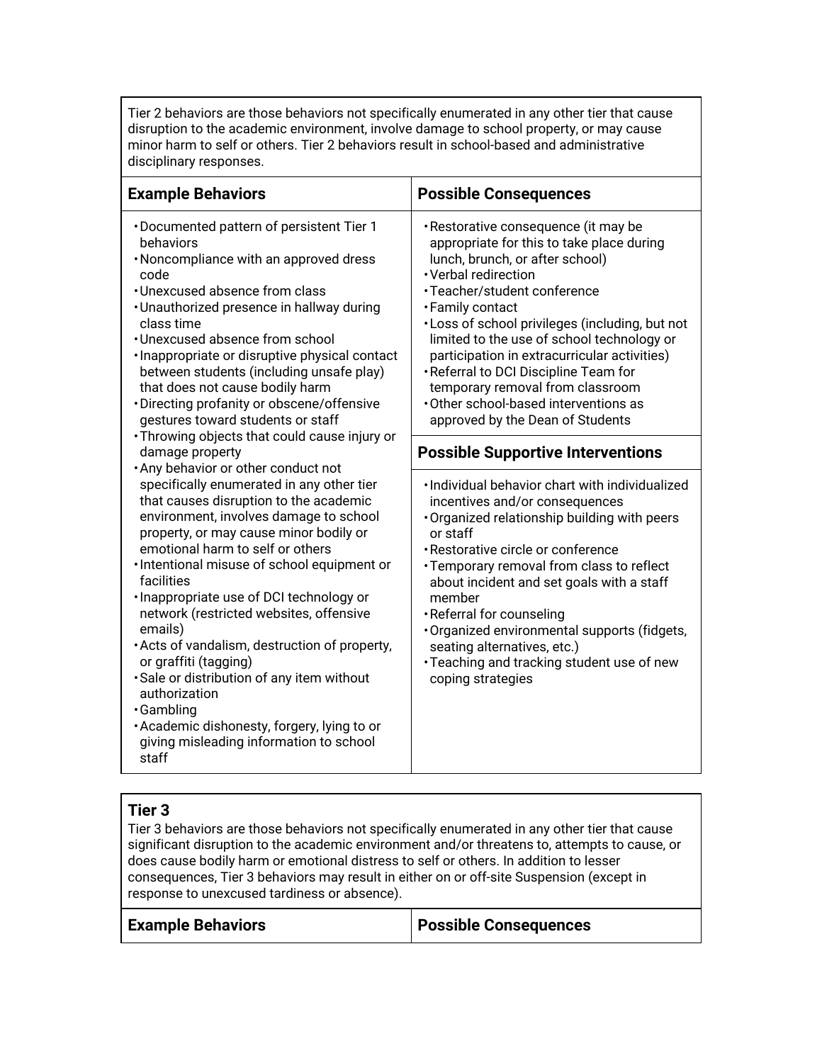Tier 2 behaviors are those behaviors not specifically enumerated in any other tier that cause disruption to the academic environment, involve damage to school property, or may cause minor harm to self or others. Tier 2 behaviors result in school-based and administrative disciplinary responses.

| Example Behaviors | Possible Consequences |
|---|---|
| • Documented pattern of persistent Tier 1 behaviors<br>• Noncompliance with an approved dress code<br>• Unexcused absence from class<br>• Unauthorized presence in hallway during class time<br>• Unexcused absence from school<br>• Inappropriate or disruptive physical contact between students (including unsafe play) that does not cause bodily harm<br>• Directing profanity or obscene/offensive gestures toward students or staff<br>• Throwing objects that could cause injury or damage property<br>• Any behavior or other conduct not specifically enumerated in any other tier that causes disruption to the academic environment, involves damage to school property, or may cause minor bodily or emotional harm to self or others<br>• Intentional misuse of school equipment or facilities<br>• Inappropriate use of DCI technology or network (restricted websites, offensive emails)<br>• Acts of vandalism, destruction of property, or graffiti (tagging)<br>• Sale or distribution of any item without authorization<br>• Gambling<br>• Academic dishonesty, forgery, lying to or giving misleading information to school staff | • Restorative consequence (it may be appropriate for this to take place during lunch, brunch, or after school)<br>• Verbal redirection<br>• Teacher/student conference<br>• Family contact<br>• Loss of school privileges (including, but not limited to the use of school technology or participation in extracurricular activities)<br>• Referral to DCI Discipline Team for temporary removal from classroom<br>• Other school-based interventions as approved by the Dean of Students<br><br>**Possible Supportive Interventions**<br><br>• Individual behavior chart with individualized incentives and/or consequences<br>• Organized relationship building with peers or staff<br>• Restorative circle or conference<br>• Temporary removal from class to reflect about incident and set goals with a staff member<br>• Referral for counseling<br>• Organized environmental supports (fidgets, seating alternatives, etc.)<br>• Teaching and tracking student use of new coping strategies |

**Tier 3**

Tier 3 behaviors are those behaviors not specifically enumerated in any other tier that cause significant disruption to the academic environment and/or threatens to, attempts to cause, or does cause bodily harm or emotional distress to self or others. In addition to lesser consequences, Tier 3 behaviors may result in either on or off-site Suspension (except in response to unexcused tardiness or absence).

| Example Behaviors | Possible Consequences |
|---|---|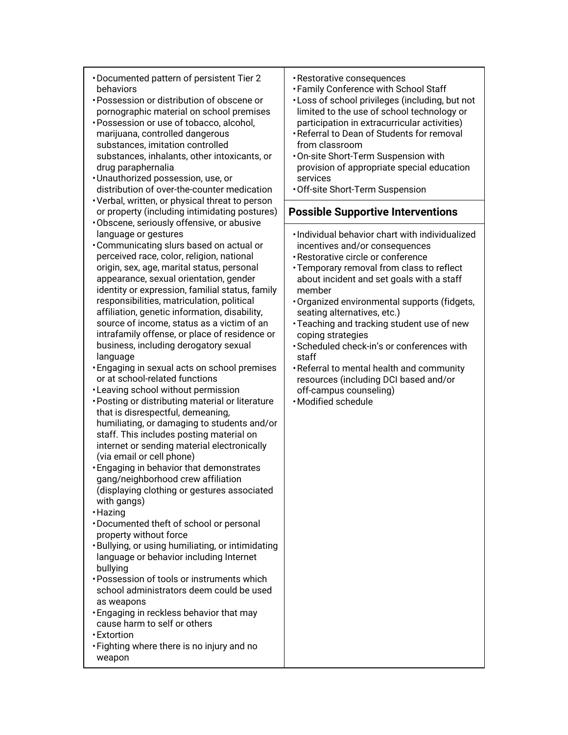| | |
|---|---|
| • Documented pattern of persistent Tier 2 behaviors<br>• Possession or distribution of obscene or pornographic material on school premises<br>• Possession or use of tobacco, alcohol, marijuana, controlled dangerous substances, imitation controlled substances, inhalants, other intoxicants, or drug paraphernalia<br>• Unauthorized possession, use, or distribution of over-the-counter medication<br>• Verbal, written, or physical threat to person or property (including intimidating postures)<br>• Obscene, seriously offensive, or abusive language or gestures<br>• Communicating slurs based on actual or perceived race, color, religion, national origin, sex, age, marital status, personal appearance, sexual orientation, gender identity or expression, familial status, family responsibilities, matriculation, political affiliation, genetic information, disability, source of income, status as a victim of an intrafamily offense, or place of residence or business, including derogatory sexual language<br>• Engaging in sexual acts on school premises or at school-related functions<br>• Leaving school without permission<br>• Posting or distributing material or literature that is disrespectful, demeaning, humiliating, or damaging to students and/or staff. This includes posting material on internet or sending material electronically (via email or cell phone)<br>• Engaging in behavior that demonstrates gang/neighborhood crew affiliation (displaying clothing or gestures associated with gangs)<br>• Hazing<br>• Documented theft of school or personal property without force<br>• Bullying, or using humiliating, or intimidating language or behavior including Internet bullying<br>• Possession of tools or instruments which school administrators deem could be used as weapons<br>• Engaging in reckless behavior that may cause harm to self or others<br>• Extortion<br>• Fighting where there is no injury and no weapon | • Restorative consequences<br>• Family Conference with School Staff<br>• Loss of school privileges (including, but not limited to the use of school technology or participation in extracurricular activities)<br>• Referral to Dean of Students for removal from classroom<br>• On-site Short-Term Suspension with provision of appropriate special education services<br>• Off-site Short-Term Suspension<br><br>**Possible Supportive Interventions**<br><br>• Individual behavior chart with individualized incentives and/or consequences<br>• Restorative circle or conference<br>• Temporary removal from class to reflect about incident and set goals with a staff member<br>• Organized environmental supports (fidgets, seating alternatives, etc.)<br>• Teaching and tracking student use of new coping strategies<br>• Scheduled check-in's or conferences with staff<br>• Referral to mental health and community resources (including DCI based and/or off-campus counseling)<br>• Modified schedule |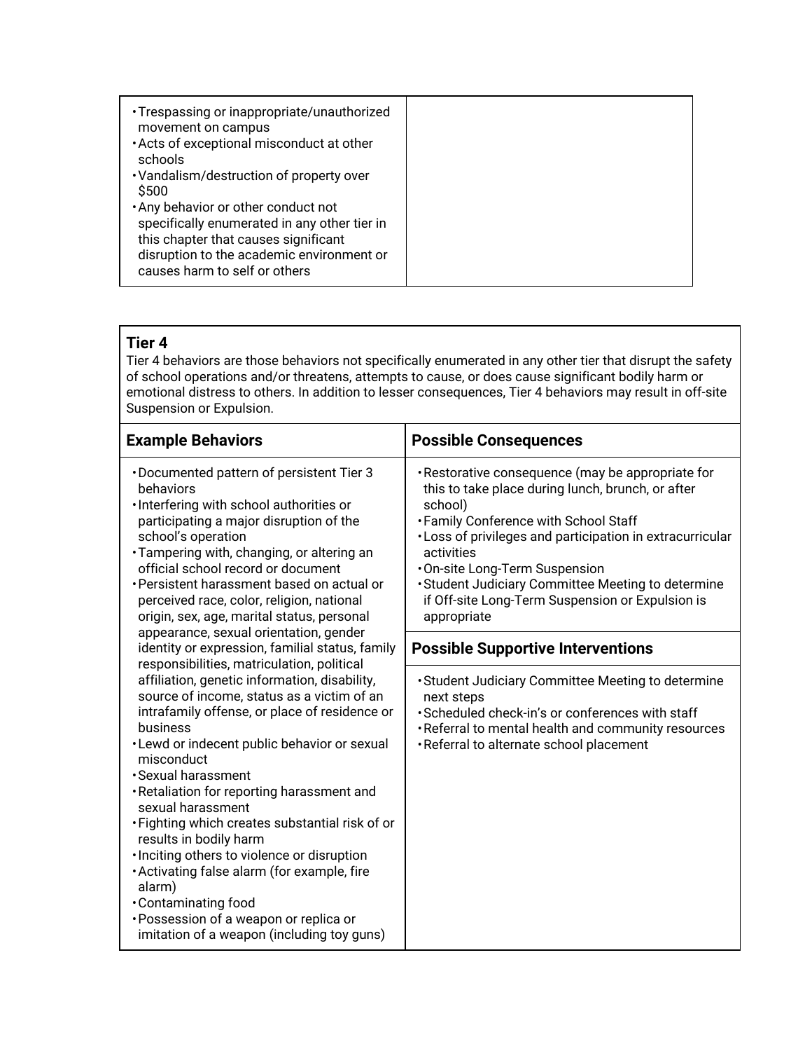| | |
|---|---|
| • Trespassing or inappropriate/unauthorized movement on campus<br>• Acts of exceptional misconduct at other schools<br>• Vandalism/destruction of property over $500<br>• Any behavior or other conduct not specifically enumerated in any other tier in this chapter that causes significant disruption to the academic environment or causes harm to self or others | |

### Tier 4

Tier 4 behaviors are those behaviors not specifically enumerated in any other tier that disrupt the safety of school operations and/or threatens, attempts to cause, or does cause significant bodily harm or emotional distress to others. In addition to lesser consequences, Tier 4 behaviors may result in off-site Suspension or Expulsion.

| Example Behaviors | Possible Consequences |
|---|---|
| • Documented pattern of persistent Tier 3 behaviors<br>• Interfering with school authorities or participating a major disruption of the school's operation<br>• Tampering with, changing, or altering an official school record or document<br>• Persistent harassment based on actual or perceived race, color, religion, national origin, sex, age, marital status, personal appearance, sexual orientation, gender identity or expression, familial status, family responsibilities, matriculation, political affiliation, genetic information, disability, source of income, status as a victim of an intrafamily offense, or place of residence or business<br>• Lewd or indecent public behavior or sexual misconduct<br>• Sexual harassment<br>• Retaliation for reporting harassment and sexual harassment<br>• Fighting which creates substantial risk of or results in bodily harm<br>• Inciting others to violence or disruption<br>• Activating false alarm (for example, fire alarm)<br>• Contaminating food<br>• Possession of a weapon or replica or imitation of a weapon (including toy guns) | • Restorative consequence (may be appropriate for this to take place during lunch, brunch, or after school)<br>• Family Conference with School Staff<br>• Loss of privileges and participation in extracurricular activities<br>• On-site Long-Term Suspension<br>• Student Judiciary Committee Meeting to determine if Off-site Long-Term Suspension or Expulsion is appropriate<br><br>**Possible Supportive Interventions**<br><br>• Student Judiciary Committee Meeting to determine next steps<br>• Scheduled check-in's or conferences with staff<br>• Referral to mental health and community resources<br>• Referral to alternate school placement |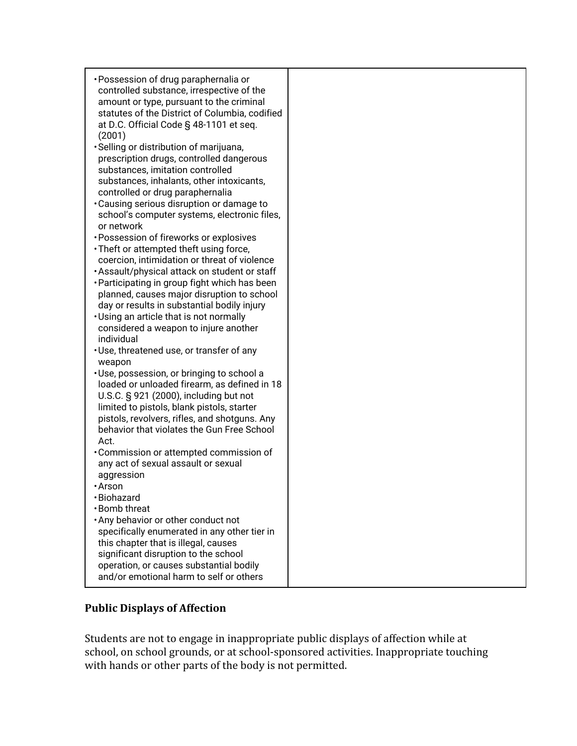| | |
|---|---|
| • Possession of drug paraphernalia or controlled substance, irrespective of the amount or type, pursuant to the criminal statutes of the District of Columbia, codified at D.C. Official Code § 48-1101 et seq. (2001)<br>• Selling or distribution of marijuana, prescription drugs, controlled dangerous substances, imitation controlled substances, inhalants, other intoxicants, controlled or drug paraphernalia<br>• Causing serious disruption or damage to school's computer systems, electronic files, or network<br>• Possession of fireworks or explosives<br>• Theft or attempted theft using force, coercion, intimidation or threat of violence<br>• Assault/physical attack on student or staff<br>• Participating in group fight which has been planned, causes major disruption to school day or results in substantial bodily injury<br>• Using an article that is not normally considered a weapon to injure another individual<br>• Use, threatened use, or transfer of any weapon<br>• Use, possession, or bringing to school a loaded or unloaded firearm, as defined in 18 U.S.C. § 921 (2000), including but not limited to pistols, blank pistols, starter pistols, revolvers, rifles, and shotguns. Any behavior that violates the Gun Free School Act.<br>• Commission or attempted commission of any act of sexual assault or sexual aggression<br>• Arson<br>• Biohazard<br>• Bomb threat<br>• Any behavior or other conduct not specifically enumerated in any other tier in this chapter that is illegal, causes significant disruption to the school operation, or causes substantial bodily and/or emotional harm to self or others | |

### Public Displays of Affection

Students are not to engage in inappropriate public displays of affection while at school, on school grounds, or at school-sponsored activities. Inappropriate touching with hands or other parts of the body is not permitted.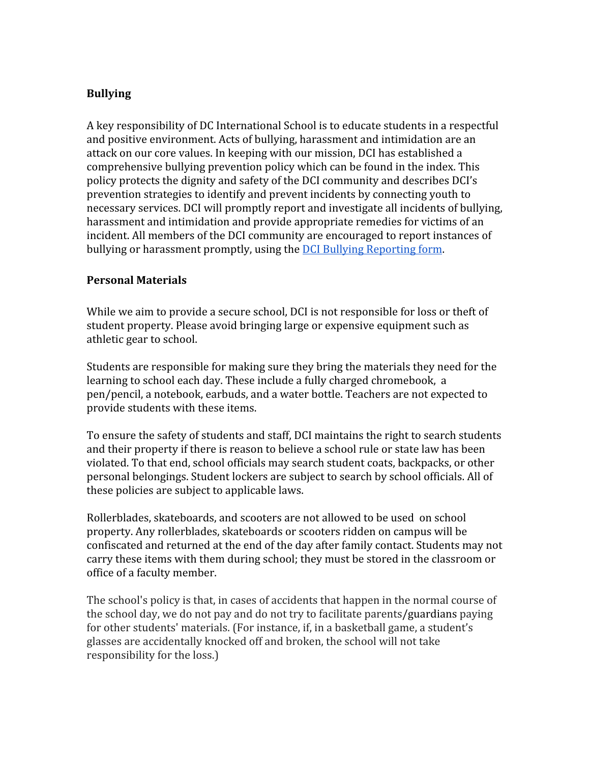## Bullying

A key responsibility of DC International School is to educate students in a respectful and positive environment. Acts of bullying, harassment and intimidation are an attack on our core values. In keeping with our mission, DCI has established a comprehensive bullying prevention policy which can be found in the index. This policy protects the dignity and safety of the DCI community and describes DCI's prevention strategies to identify and prevent incidents by connecting youth to necessary services. DCI will promptly report and investigate all incidents of bullying, harassment and intimidation and provide appropriate remedies for victims of an incident. All members of the DCI community are encouraged to report instances of bullying or harassment promptly, using the DCI Bullying Reporting form.

## Personal Materials

While we aim to provide a secure school, DCI is not responsible for loss or theft of student property. Please avoid bringing large or expensive equipment such as athletic gear to school.

Students are responsible for making sure they bring the materials they need for the learning to school each day. These include a fully charged chromebook, a pen/pencil, a notebook, earbuds, and a water bottle. Teachers are not expected to provide students with these items.

To ensure the safety of students and staff, DCI maintains the right to search students and their property if there is reason to believe a school rule or state law has been violated. To that end, school officials may search student coats, backpacks, or other personal belongings. Student lockers are subject to search by school officials. All of these policies are subject to applicable laws.

Rollerblades, skateboards, and scooters are not allowed to be used on school property. Any rollerblades, skateboards or scooters ridden on campus will be confiscated and returned at the end of the day after family contact. Students may not carry these items with them during school; they must be stored in the classroom or office of a faculty member.

The school's policy is that, in cases of accidents that happen in the normal course of the school day, we do not pay and do not try to facilitate parents/guardians paying for other students' materials. (For instance, if, in a basketball game, a student's glasses are accidentally knocked off and broken, the school will not take responsibility for the loss.)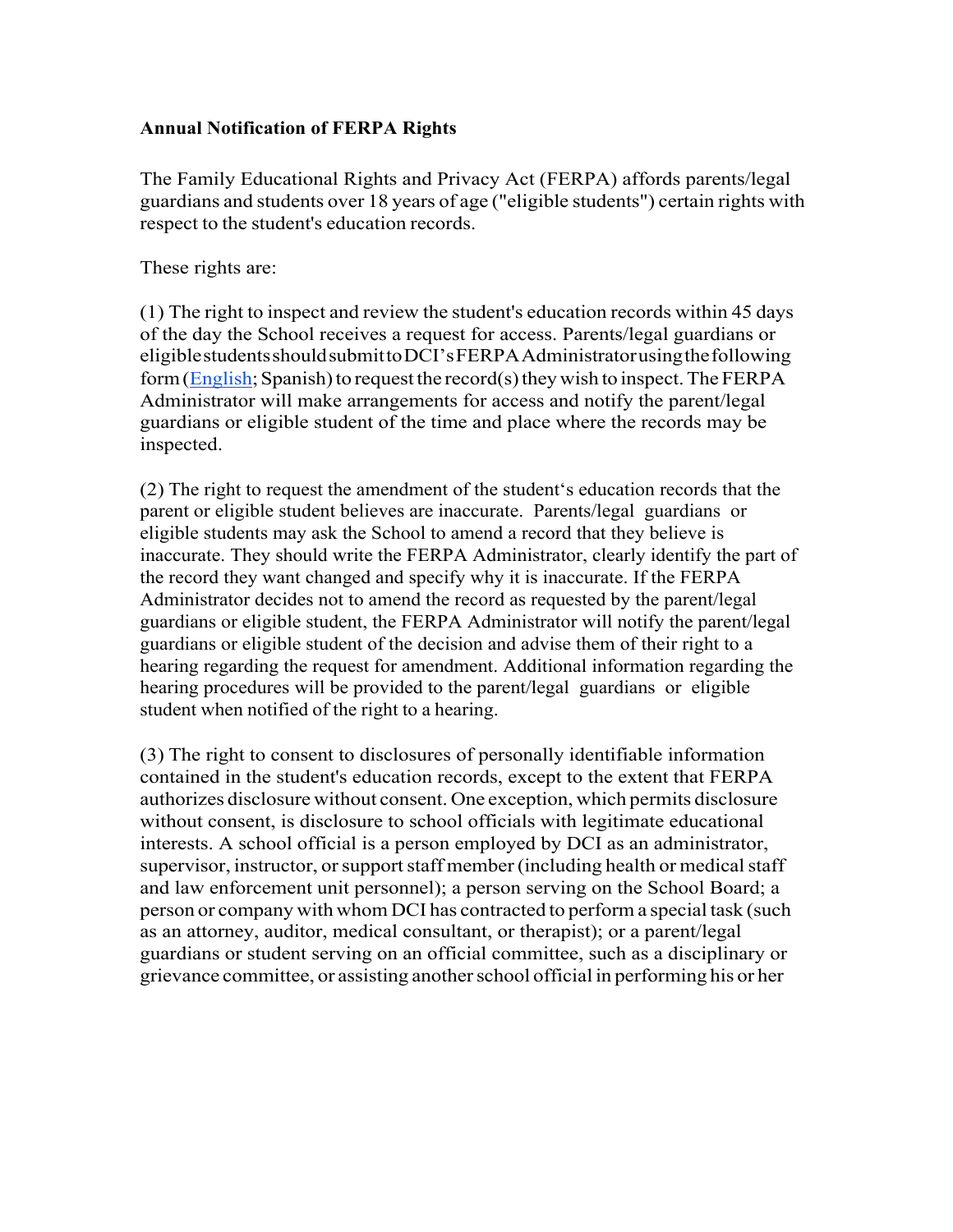**Annual Notification of FERPA Rights**

The Family Educational Rights and Privacy Act (FERPA) affords parents/legal guardians and students over 18 years of age ("eligible students") certain rights with respect to the student's education records.

These rights are:

(1) The right to inspect and review the student's education records within 45 days of the day the School receives a request for access. Parents/legal guardians or eligible students should submit to DCI's FERPA Administrator using the following form (English; Spanish) to request the record(s) they wish to inspect. The FERPA Administrator will make arrangements for access and notify the parent/legal guardians or eligible student of the time and place where the records may be inspected.

(2) The right to request the amendment of the student's education records that the parent or eligible student believes are inaccurate. Parents/legal guardians or eligible students may ask the School to amend a record that they believe is inaccurate. They should write the FERPA Administrator, clearly identify the part of the record they want changed and specify why it is inaccurate. If the FERPA Administrator decides not to amend the record as requested by the parent/legal guardians or eligible student, the FERPA Administrator will notify the parent/legal guardians or eligible student of the decision and advise them of their right to a hearing regarding the request for amendment. Additional information regarding the hearing procedures will be provided to the parent/legal guardians or eligible student when notified of the right to a hearing.

(3) The right to consent to disclosures of personally identifiable information contained in the student's education records, except to the extent that FERPA authorizes disclosure without consent. One exception, which permits disclosure without consent, is disclosure to school officials with legitimate educational interests. A school official is a person employed by DCI as an administrator, supervisor, instructor, or support staff member (including health or medical staff and law enforcement unit personnel); a person serving on the School Board; a person or company with whom DCI has contracted to perform a special task (such as an attorney, auditor, medical consultant, or therapist); or a parent/legal guardians or student serving on an official committee, such as a disciplinary or grievance committee, or assisting another school official in performing his or her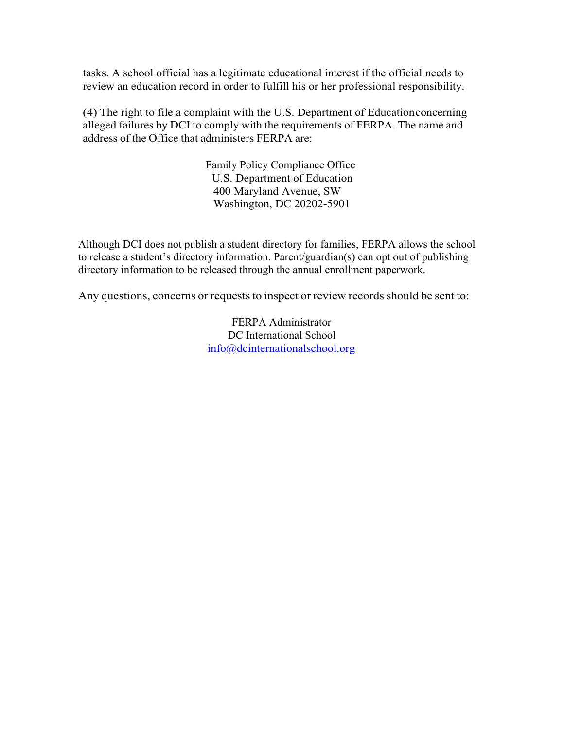tasks. A school official has a legitimate educational interest if the official needs to review an education record in order to fulfill his or her professional responsibility.

(4) The right to file a complaint with the U.S. Department of Education concerning alleged failures by DCI to comply with the requirements of FERPA. The name and address of the Office that administers FERPA are:

Family Policy Compliance Office
U.S. Department of Education
400 Maryland Avenue, SW
Washington, DC 20202-5901

Although DCI does not publish a student directory for families, FERPA allows the school to release a student's directory information. Parent/guardian(s) can opt out of publishing directory information to be released through the annual enrollment paperwork.

Any questions, concerns or requests to inspect or review records should be sent to:

FERPA Administrator
DC International School
info@dcinternationalschool.org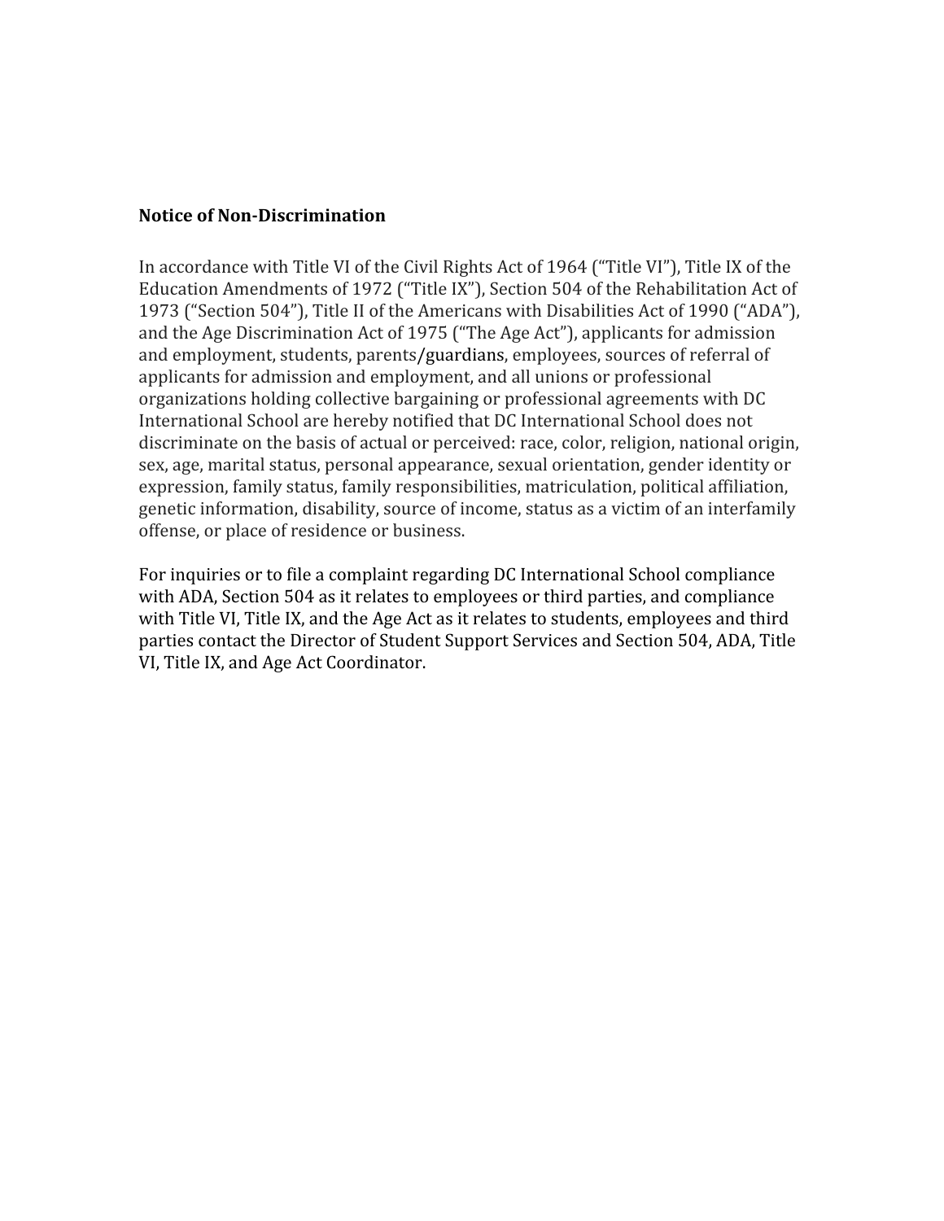**Notice of Non-Discrimination**

In accordance with Title VI of the Civil Rights Act of 1964 ("Title VI"), Title IX of the Education Amendments of 1972 ("Title IX"), Section 504 of the Rehabilitation Act of 1973 ("Section 504"), Title II of the Americans with Disabilities Act of 1990 ("ADA"), and the Age Discrimination Act of 1975 ("The Age Act"), applicants for admission and employment, students, parents/guardians, employees, sources of referral of applicants for admission and employment, and all unions or professional organizations holding collective bargaining or professional agreements with DC International School are hereby notified that DC International School does not discriminate on the basis of actual or perceived: race, color, religion, national origin, sex, age, marital status, personal appearance, sexual orientation, gender identity or expression, family status, family responsibilities, matriculation, political affiliation, genetic information, disability, source of income, status as a victim of an interfamily offense, or place of residence or business.

For inquiries or to file a complaint regarding DC International School compliance with ADA, Section 504 as it relates to employees or third parties, and compliance with Title VI, Title IX, and the Age Act as it relates to students, employees and third parties contact the Director of Student Support Services and Section 504, ADA, Title VI, Title IX, and Age Act Coordinator.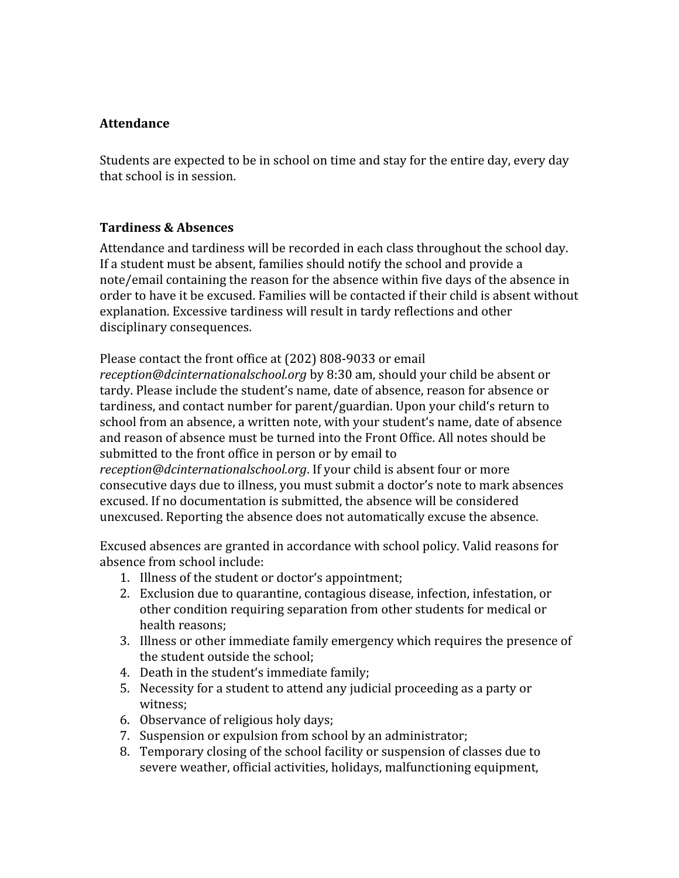**Attendance**

Students are expected to be in school on time and stay for the entire day, every day that school is in session.

**Tardiness & Absences**

Attendance and tardiness will be recorded in each class throughout the school day. If a student must be absent, families should notify the school and provide a note/email containing the reason for the absence within five days of the absence in order to have it be excused. Families will be contacted if their child is absent without explanation. Excessive tardiness will result in tardy reflections and other disciplinary consequences.

Please contact the front office at (202) 808-9033 or email *reception@dcinternationalschool.org* by 8:30 am, should your child be absent or tardy. Please include the student's name, date of absence, reason for absence or tardiness, and contact number for parent/guardian. Upon your child's return to school from an absence, a written note, with your student's name, date of absence and reason of absence must be turned into the Front Office. All notes should be submitted to the front office in person or by email to *reception@dcinternationalschool.org*. If your child is absent four or more consecutive days due to illness, you must submit a doctor's note to mark absences excused. If no documentation is submitted, the absence will be considered unexcused. Reporting the absence does not automatically excuse the absence.

Excused absences are granted in accordance with school policy. Valid reasons for absence from school include:

1. Illness of the student or doctor's appointment;
2. Exclusion due to quarantine, contagious disease, infection, infestation, or other condition requiring separation from other students for medical or health reasons;
3. Illness or other immediate family emergency which requires the presence of the student outside the school;
4. Death in the student's immediate family;
5. Necessity for a student to attend any judicial proceeding as a party or witness;
6. Observance of religious holy days;
7. Suspension or expulsion from school by an administrator;
8. Temporary closing of the school facility or suspension of classes due to severe weather, official activities, holidays, malfunctioning equipment,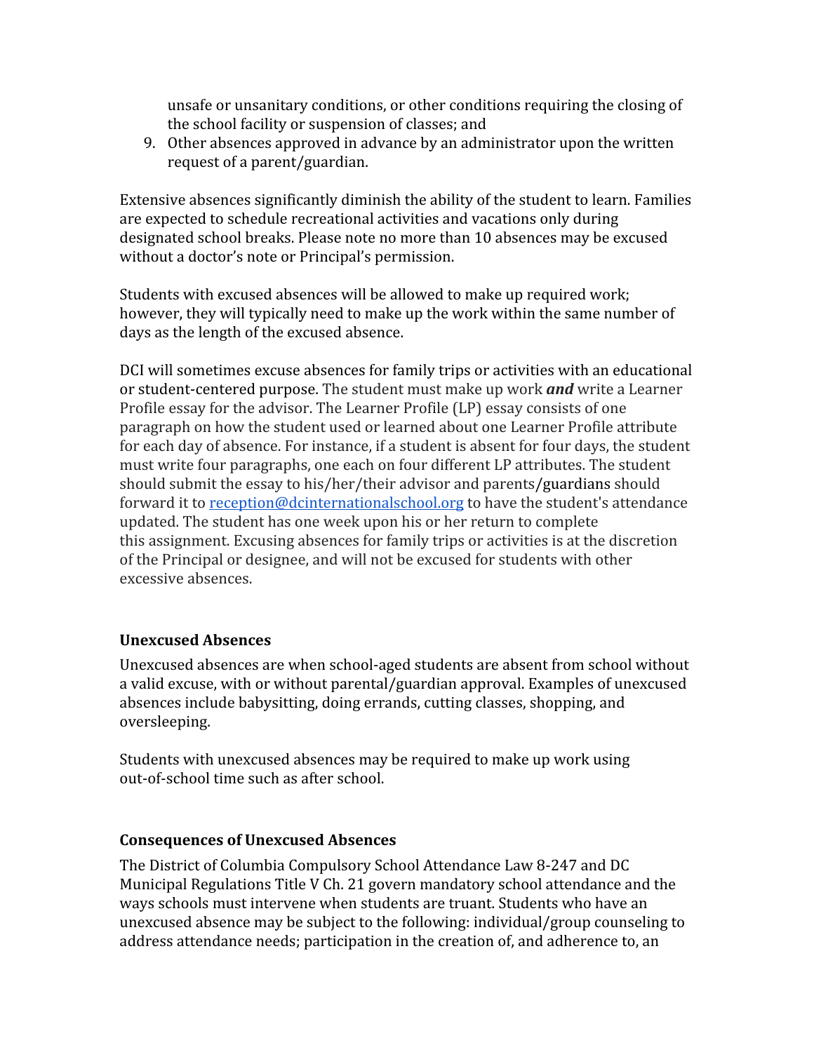unsafe or unsanitary conditions, or other conditions requiring the closing of the school facility or suspension of classes; and

9. Other absences approved in advance by an administrator upon the written request of a parent/guardian.

Extensive absences significantly diminish the ability of the student to learn. Families are expected to schedule recreational activities and vacations only during designated school breaks. Please note no more than 10 absences may be excused without a doctor's note or Principal's permission.

Students with excused absences will be allowed to make up required work; however, they will typically need to make up the work within the same number of days as the length of the excused absence.

DCI will sometimes excuse absences for family trips or activities with an educational or student-centered purpose. The student must make up work ***and*** write a Learner Profile essay for the advisor. The Learner Profile (LP) essay consists of one paragraph on how the student used or learned about one Learner Profile attribute for each day of absence. For instance, if a student is absent for four days, the student must write four paragraphs, one each on four different LP attributes. The student should submit the essay to his/her/their advisor and parents/guardians should forward it to [reception@dcinternationalschool.org](mailto:reception@dcinternationalschool.org) to have the student's attendance updated. The student has one week upon his or her return to complete this assignment. Excusing absences for family trips or activities is at the discretion of the Principal or designee, and will not be excused for students with other excessive absences.

### Unexcused Absences

Unexcused absences are when school-aged students are absent from school without a valid excuse, with or without parental/guardian approval. Examples of unexcused absences include babysitting, doing errands, cutting classes, shopping, and oversleeping.

Students with unexcused absences may be required to make up work using out-of-school time such as after school.

### Consequences of Unexcused Absences

The District of Columbia Compulsory School Attendance Law 8-247 and DC Municipal Regulations Title V Ch. 21 govern mandatory school attendance and the ways schools must intervene when students are truant. Students who have an unexcused absence may be subject to the following: individual/group counseling to address attendance needs; participation in the creation of, and adherence to, an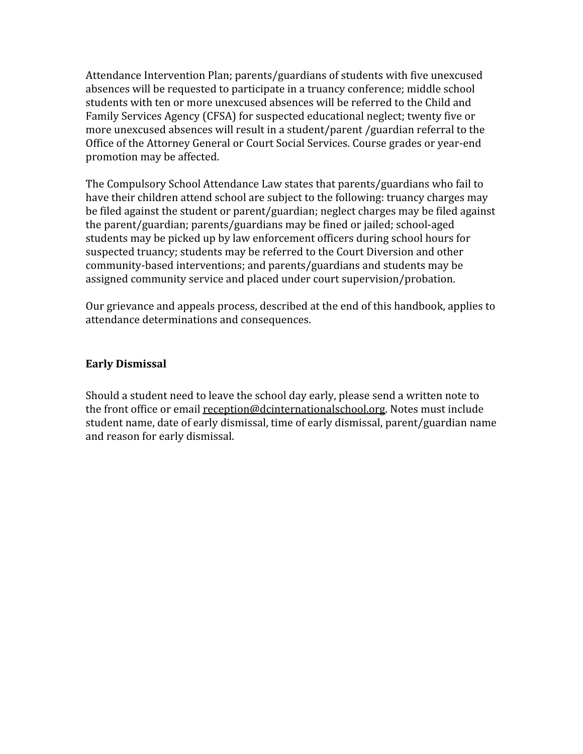Attendance Intervention Plan; parents/guardians of students with five unexcused absences will be requested to participate in a truancy conference; middle school students with ten or more unexcused absences will be referred to the Child and Family Services Agency (CFSA) for suspected educational neglect; twenty five or more unexcused absences will result in a student/parent /guardian referral to the Office of the Attorney General or Court Social Services. Course grades or year-end promotion may be affected.

The Compulsory School Attendance Law states that parents/guardians who fail to have their children attend school are subject to the following: truancy charges may be filed against the student or parent/guardian; neglect charges may be filed against the parent/guardian; parents/guardians may be fined or jailed; school-aged students may be picked up by law enforcement officers during school hours for suspected truancy; students may be referred to the Court Diversion and other community-based interventions; and parents/guardians and students may be assigned community service and placed under court supervision/probation.

Our grievance and appeals process, described at the end of this handbook, applies to attendance determinations and consequences.

**Early Dismissal**

Should a student need to leave the school day early, please send a written note to the front office or email reception@dcinternationalschool.org. Notes must include student name, date of early dismissal, time of early dismissal, parent/guardian name and reason for early dismissal.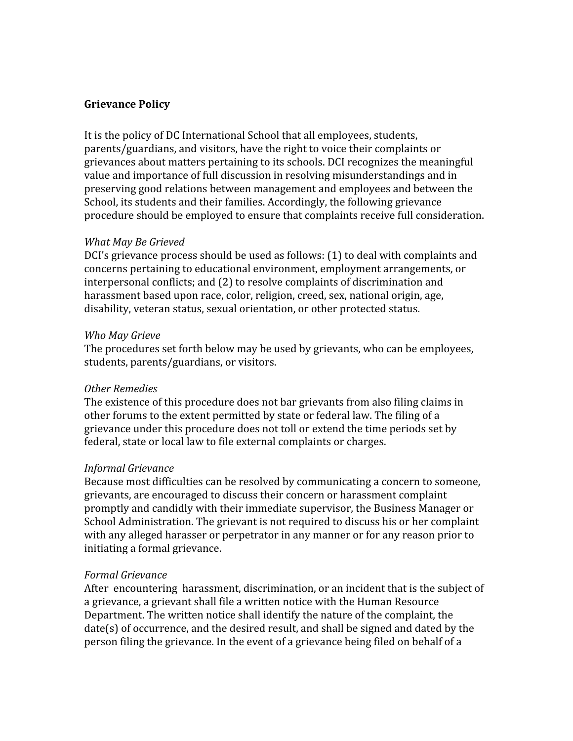**Grievance Policy**

It is the policy of DC International School that all employees, students, parents/guardians, and visitors, have the right to voice their complaints or grievances about matters pertaining to its schools. DCI recognizes the meaningful value and importance of full discussion in resolving misunderstandings and in preserving good relations between management and employees and between the School, its students and their families. Accordingly, the following grievance procedure should be employed to ensure that complaints receive full consideration.

*What May Be Grieved*
DCI's grievance process should be used as follows: (1) to deal with complaints and concerns pertaining to educational environment, employment arrangements, or interpersonal conflicts; and (2) to resolve complaints of discrimination and harassment based upon race, color, religion, creed, sex, national origin, age, disability, veteran status, sexual orientation, or other protected status.

*Who May Grieve*
The procedures set forth below may be used by grievants, who can be employees, students, parents/guardians, or visitors.

*Other Remedies*
The existence of this procedure does not bar grievants from also filing claims in other forums to the extent permitted by state or federal law. The filing of a grievance under this procedure does not toll or extend the time periods set by federal, state or local law to file external complaints or charges.

*Informal Grievance*
Because most difficulties can be resolved by communicating a concern to someone, grievants, are encouraged to discuss their concern or harassment complaint promptly and candidly with their immediate supervisor, the Business Manager or School Administration. The grievant is not required to discuss his or her complaint with any alleged harasser or perpetrator in any manner or for any reason prior to initiating a formal grievance.

*Formal Grievance*
After encountering harassment, discrimination, or an incident that is the subject of a grievance, a grievant shall file a written notice with the Human Resource Department. The written notice shall identify the nature of the complaint, the date(s) of occurrence, and the desired result, and shall be signed and dated by the person filing the grievance. In the event of a grievance being filed on behalf of a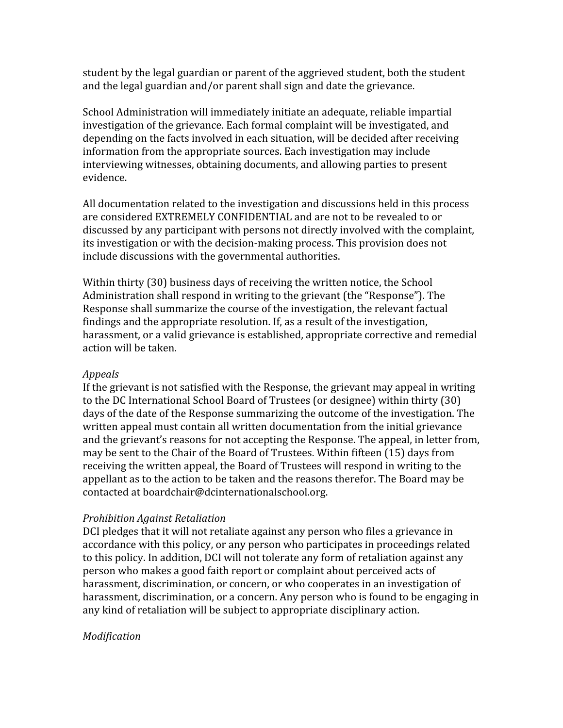student by the legal guardian or parent of the aggrieved student, both the student and the legal guardian and/or parent shall sign and date the grievance.

School Administration will immediately initiate an adequate, reliable impartial investigation of the grievance. Each formal complaint will be investigated, and depending on the facts involved in each situation, will be decided after receiving information from the appropriate sources. Each investigation may include interviewing witnesses, obtaining documents, and allowing parties to present evidence.

All documentation related to the investigation and discussions held in this process are considered EXTREMELY CONFIDENTIAL and are not to be revealed to or discussed by any participant with persons not directly involved with the complaint, its investigation or with the decision-making process. This provision does not include discussions with the governmental authorities.

Within thirty (30) business days of receiving the written notice, the School Administration shall respond in writing to the grievant (the "Response"). The Response shall summarize the course of the investigation, the relevant factual findings and the appropriate resolution. If, as a result of the investigation, harassment, or a valid grievance is established, appropriate corrective and remedial action will be taken.

*Appeals*

If the grievant is not satisfied with the Response, the grievant may appeal in writing to the DC International School Board of Trustees (or designee) within thirty (30) days of the date of the Response summarizing the outcome of the investigation. The written appeal must contain all written documentation from the initial grievance and the grievant's reasons for not accepting the Response. The appeal, in letter from, may be sent to the Chair of the Board of Trustees. Within fifteen (15) days from receiving the written appeal, the Board of Trustees will respond in writing to the appellant as to the action to be taken and the reasons therefor. The Board may be contacted at boardchair@dcinternationalschool.org.

*Prohibition Against Retaliation*

DCI pledges that it will not retaliate against any person who files a grievance in accordance with this policy, or any person who participates in proceedings related to this policy. In addition, DCI will not tolerate any form of retaliation against any person who makes a good faith report or complaint about perceived acts of harassment, discrimination, or concern, or who cooperates in an investigation of harassment, discrimination, or a concern. Any person who is found to be engaging in any kind of retaliation will be subject to appropriate disciplinary action.

*Modification*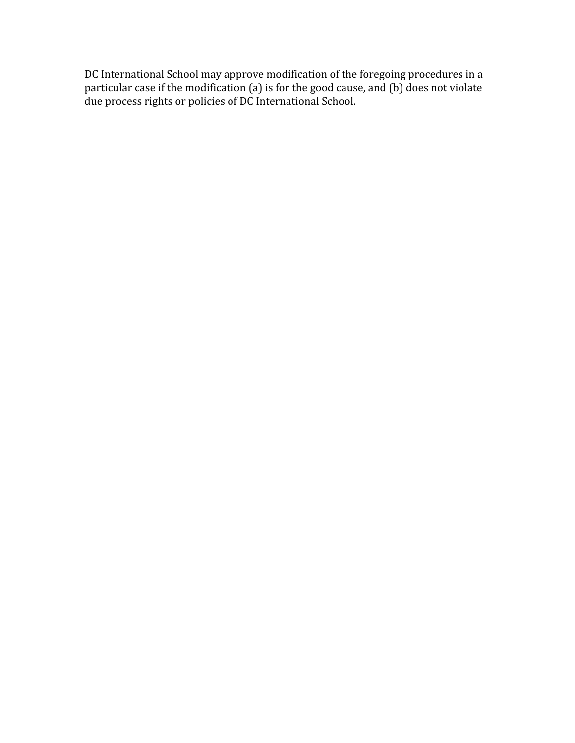DC International School may approve modification of the foregoing procedures in a particular case if the modification (a) is for the good cause, and (b) does not violate due process rights or policies of DC International School.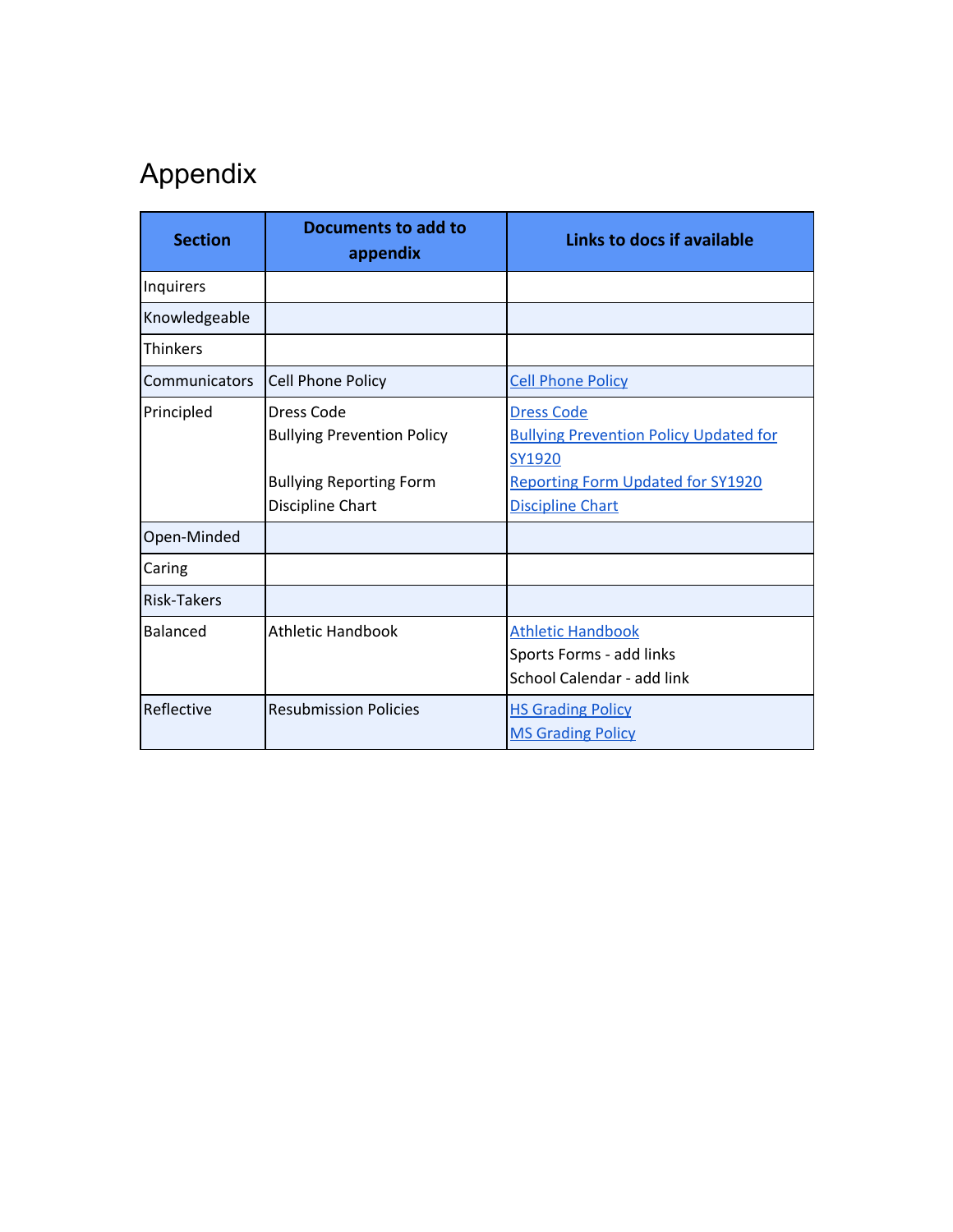# Appendix

| Section | Documents to add to appendix | Links to docs if available |
| --- | --- | --- |
| Inquirers | | |
| Knowledgeable | | |
| Thinkers | | |
| Communicators | Cell Phone Policy | Cell Phone Policy |
| Principled | Dress Code<br>Bullying Prevention Policy<br><br>Bullying Reporting Form<br>Discipline Chart | Dress Code<br>Bullying Prevention Policy Updated for SY1920<br>Reporting Form Updated for SY1920<br>Discipline Chart |
| Open-Minded | | |
| Caring | | |
| Risk-Takers | | |
| Balanced | Athletic Handbook | Athletic Handbook<br>Sports Forms - add links<br>School Calendar - add link |
| Reflective | Resubmission Policies | HS Grading Policy<br>MS Grading Policy |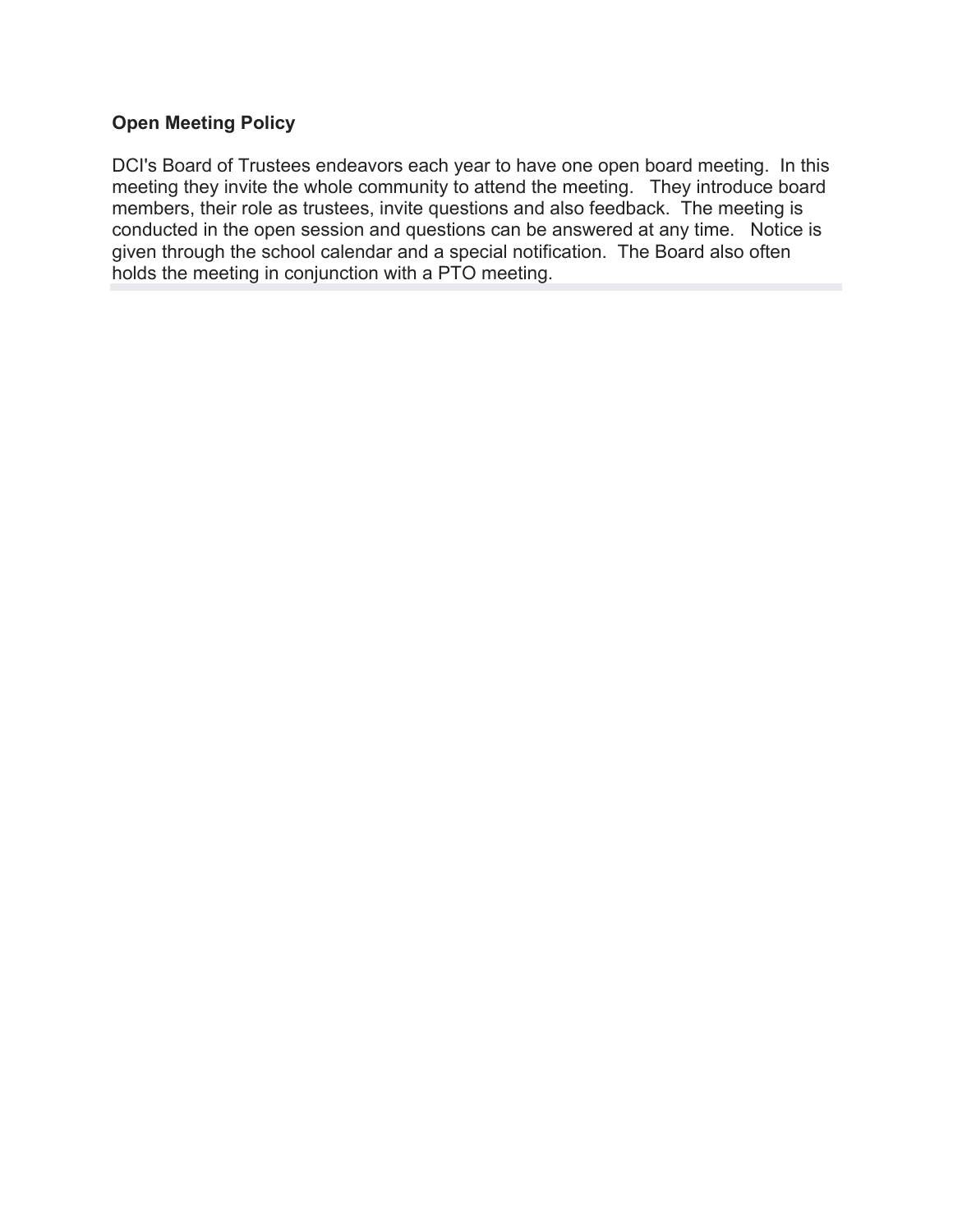**Open Meeting Policy**

DCI's Board of Trustees endeavors each year to have one open board meeting. In this meeting they invite the whole community to attend the meeting. They introduce board members, their role as trustees, invite questions and also feedback. The meeting is conducted in the open session and questions can be answered at any time. Notice is given through the school calendar and a special notification. The Board also often holds the meeting in conjunction with a PTO meeting.